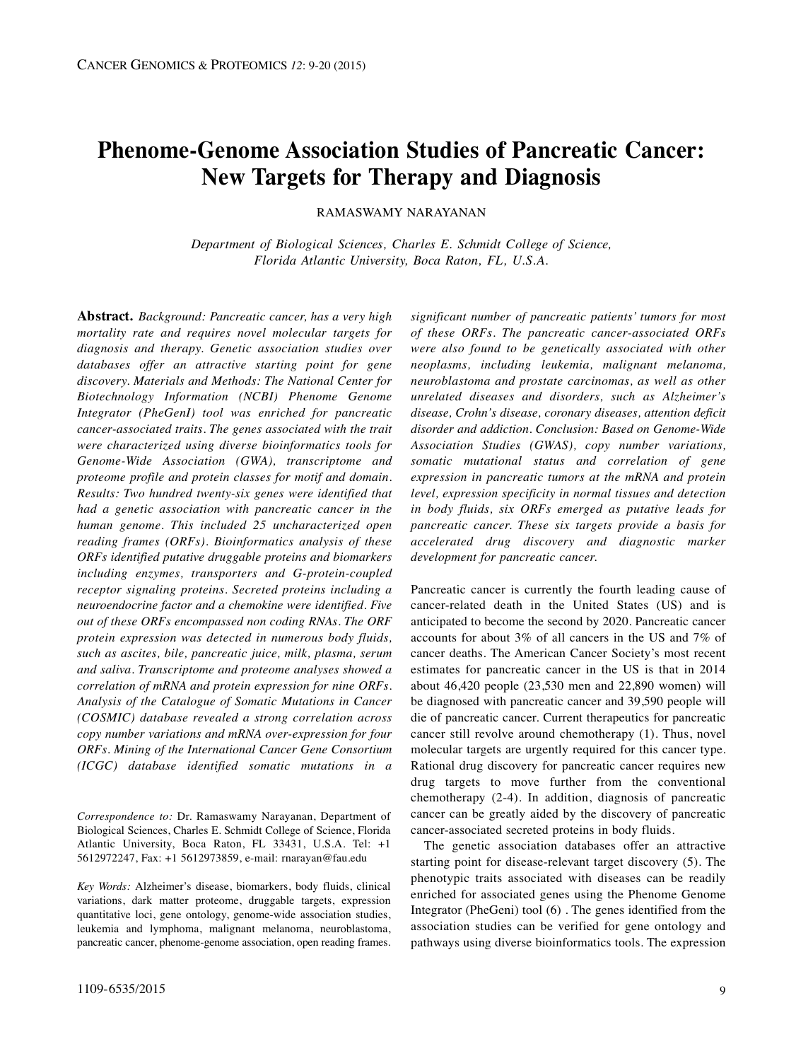# Phenome-Genome Association Studies of Pancreatic Cancer: New Targets for Therapy and Diagnosis

RAMASWAMY NARAYANAN

*Department of Biological Sciences, Charles E. Schmidt College of Science, Florida Atlantic University, Boca Raton, FL, U.S.A.*

**Abstract.** *Background: Pancreatic cancer, has a very high mortality rate and requires novel molecular targets for diagnosis and therapy. Genetic association studies over databases offer an attractive starting point for gene discovery. Materials and Methods: The National Center for Biotechnology Information (NCBI) Phenome Genome Integrator (PheGenI) tool was enriched for pancreatic cancer-associated traits. The genes associated with the trait were characterized using diverse bioinformatics tools for Genome-Wide Association (GWA), transcriptome and proteome profile and protein classes for motif and domain. Results: Two hundred twenty-six genes were identified that had a genetic association with pancreatic cancer in the human genome. This included 25 uncharacterized open reading frames (ORFs). Bioinformatics analysis of these ORFs identified putative druggable proteins and biomarkers including enzymes, transporters and G-protein-coupled receptor signaling proteins. Secreted proteins including a neuroendocrine factor and a chemokine were identified. Five out of these ORFs encompassed non coding RNAs. The ORF protein expression was detected in numerous body fluids, such as ascites, bile, pancreatic juice, milk, plasma, serum and saliva. Transcriptome and proteome analyses showed a correlation of mRNA and protein expression for nine ORFs. Analysis of the Catalogue of Somatic Mutations in Cancer (COSMIC) database revealed a strong correlation across copy number variations and mRNA over-expression for four ORFs. Mining of the International Cancer Gene Consortium (ICGC) database identified somatic mutations in a significant number of pancreatic patients' tumors for most of these ORFs. The pancreatic cancer-associated ORFs were also found to be genetically associated with other neoplasms, including leukemia, malignant melanoma, neuroblastoma and prostate carcinomas, as well as other unrelated diseases and disorders, such as Alzheimer's disease, Crohn's disease, coronary diseases, attention deficit disorder and addiction. Conclusion: Based on Genome-Wide Association Studies (GWAS), copy number variations, somatic mutational status and correlation of gene expression in pancreatic tumors at the mRNA and protein level, expression specificity in normal tissues and detection in body fluids, six ORFs emerged as putative leads for pancreatic cancer. These six targets provide a basis for accelerated drug discovery and diagnostic marker development for pancreatic cancer.*

*Correspondence to:* Dr. Ramaswamy Narayanan, Department of Biological Sciences, Charles E. Schmidt College of Science, Florida Atlantic University, Boca Raton, FL 33431, U.S.A. Tel: +1 5612972247, Fax: +1 5612973859, e-mail: rnarayan@fau.edu

*Key Words:* Alzheimer's disease, biomarkers, body fluids, clinical variations, dark matter proteome, druggable targets, expression quantitative loci, gene ontology, genome-wide association studies, leukemia and lymphoma, malignant melanoma, neuroblastoma, pancreatic cancer, phenome-genome association, open reading frames.

Pancreatic cancer is currently the fourth leading cause of cancer-related death in the United States (US) and is anticipated to become the second by 2020. Pancreatic cancer accounts for about 3% of all cancers in the US and 7% of cancer deaths. The American Cancer Society's most recent estimates for pancreatic cancer in the US is that in 2014 about 46,420 people (23,530 men and 22,890 women) will be diagnosed with pancreatic cancer and 39,590 people will die of pancreatic cancer. Current therapeutics for pancreatic cancer still revolve around chemotherapy (1). Thus, novel molecular targets are urgently required for this cancer type. Rational drug discovery for pancreatic cancer requires new drug targets to move further from the conventional chemotherapy (2-4). In addition, diagnosis of pancreatic cancer can be greatly aided by the discovery of pancreatic cancer-associated secreted proteins in body fluids.

The genetic association databases offer an attractive starting point for disease-relevant target discovery (5). The phenotypic traits associated with diseases can be readily enriched for associated genes using the Phenome Genome Integrator (PheGeni) tool (6) . The genes identified from the association studies can be verified for gene ontology and pathways using diverse bioinformatics tools. The expression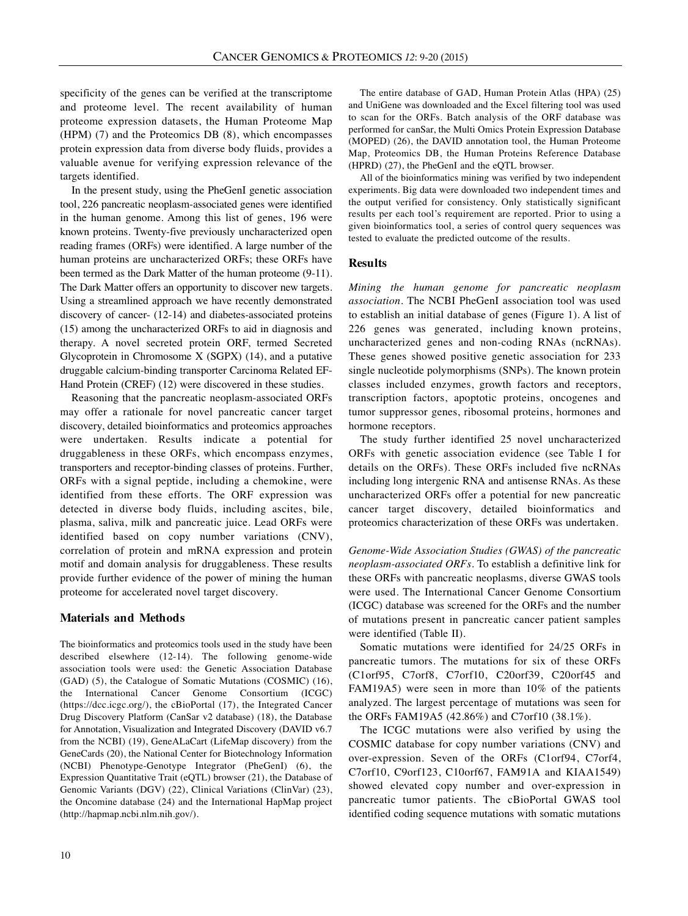specificity of the genes can be verified at the transcriptome and proteome level. The recent availability of human proteome expression datasets, the Human Proteome Map (HPM) (7) and the Proteomics DB (8), which encompasses protein expression data from diverse body fluids, provides a valuable avenue for verifying expression relevance of the targets identified.

In the present study, using the PheGenI genetic association tool, 226 pancreatic neoplasm-associated genes were identified in the human genome. Among this list of genes, 196 were known proteins. Twenty-five previously uncharacterized open reading frames (ORFs) were identified. A large number of the human proteins are uncharacterized ORFs; these ORFs have been termed as the Dark Matter of the human proteome (9-11). The Dark Matter offers an opportunity to discover new targets. Using a streamlined approach we have recently demonstrated discovery of cancer- (12-14) and diabetes-associated proteins (15) among the uncharacterized ORFs to aid in diagnosis and therapy. A novel secreted protein ORF, termed Secreted Glycoprotein in Chromosome X (SGPX) (14), and a putative druggable calcium-binding transporter Carcinoma Related EF-Hand Protein (CREF) (12) were discovered in these studies.

Reasoning that the pancreatic neoplasm-associated ORFs may offer a rationale for novel pancreatic cancer target discovery, detailed bioinformatics and proteomics approaches were undertaken. Results indicate a potential for druggableness in these ORFs, which encompass enzymes, transporters and receptor-binding classes of proteins. Further, ORFs with a signal peptide, including a chemokine, were identified from these efforts. The ORF expression was detected in diverse body fluids, including ascites, bile, plasma, saliva, milk and pancreatic juice. Lead ORFs were identified based on copy number variations (CNV), correlation of protein and mRNA expression and protein motif and domain analysis for druggableness. These results provide further evidence of the power of mining the human proteome for accelerated novel target discovery.

## Materials and Methods

The bioinformatics and proteomics tools used in the study have been described elsewhere (12-14). The following genome-wide association tools were used: the Genetic Association Database (GAD) (5), the Catalogue of Somatic Mutations (COSMIC) (16), the International Cancer Genome Consortium (ICGC) (https://dcc.icgc.org/), the cBioPortal (17), the Integrated Cancer Drug Discovery Platform (CanSar v2 database) (18), the Database for Annotation, Visualization and Integrated Discovery (DAVID v6.7 from the NCBI) (19), GeneALaCart (LifeMap discovery) from the GeneCards (20), the National Center for Biotechnology Information (NCBI) Phenotype-Genotype Integrator (PheGenI) (6), the Expression Quantitative Trait (eQTL) browser (21), the Database of Genomic Variants (DGV) (22), Clinical Variations (ClinVar) (23), the Oncomine database (24) and the International HapMap project (http://hapmap.ncbi.nlm.nih.gov/).

The entire database of GAD, Human Protein Atlas (HPA) (25) and UniGene was downloaded and the Excel filtering tool was used to scan for the ORFs. Batch analysis of the ORF database was performed for canSar, the Multi Omics Protein Expression Database (MOPED) (26), the DAVID annotation tool, the Human Proteome Map, Proteomics DB, the Human Proteins Reference Database (HPRD) (27), the PheGenI and the eQTL browser.

All of the bioinformatics mining was verified by two independent experiments. Big data were downloaded two independent times and the output verified for consistency. Only statistically significant results per each tool's requirement are reported. Prior to using a given bioinformatics tool, a series of control query sequences was tested to evaluate the predicted outcome of the results.

## Results

*Mining the human genome for pancreatic neoplasm association*. The NCBI PheGenI association tool was used to establish an initial database of genes (Figure 1). A list of 226 genes was generated, including known proteins, uncharacterized genes and non-coding RNAs (ncRNAs). These genes showed positive genetic association for 233 single nucleotide polymorphisms (SNPs). The known protein classes included enzymes, growth factors and receptors, transcription factors, apoptotic proteins, oncogenes and tumor suppressor genes, ribosomal proteins, hormones and hormone receptors.

The study further identified 25 novel uncharacterized ORFs with genetic association evidence (see Table I for details on the ORFs). These ORFs included five ncRNAs including long intergenic RNA and antisense RNAs. As these uncharacterized ORFs offer a potential for new pancreatic cancer target discovery, detailed bioinformatics and proteomics characterization of these ORFs was undertaken.

*Genome-Wide Association Studies (GWAS) of the pancreatic neoplasm-associated ORFs*. To establish a definitive link for these ORFs with pancreatic neoplasms, diverse GWAS tools were used. The International Cancer Genome Consortium (ICGC) database was screened for the ORFs and the number of mutations present in pancreatic cancer patient samples were identified (Table II).

Somatic mutations were identified for 24/25 ORFs in pancreatic tumors. The mutations for six of these ORFs (C1orf95, C7orf8, C7orf10, C20orf39, C20orf45 and FAM19A5) were seen in more than 10% of the patients analyzed. The largest percentage of mutations was seen for the ORFs FAM19A5 (42.86%) and C7orf10 (38.1%).

The ICGC mutations were also verified by using the COSMIC database for copy number variations (CNV) and over-expression. Seven of the ORFs (C1orf94, C7orf4, C7orf10, C9orf123, C10orf67, FAM91A and KIAA1549) showed elevated copy number and over-expression in pancreatic tumor patients. The cBioPortal GWAS tool identified coding sequence mutations with somatic mutations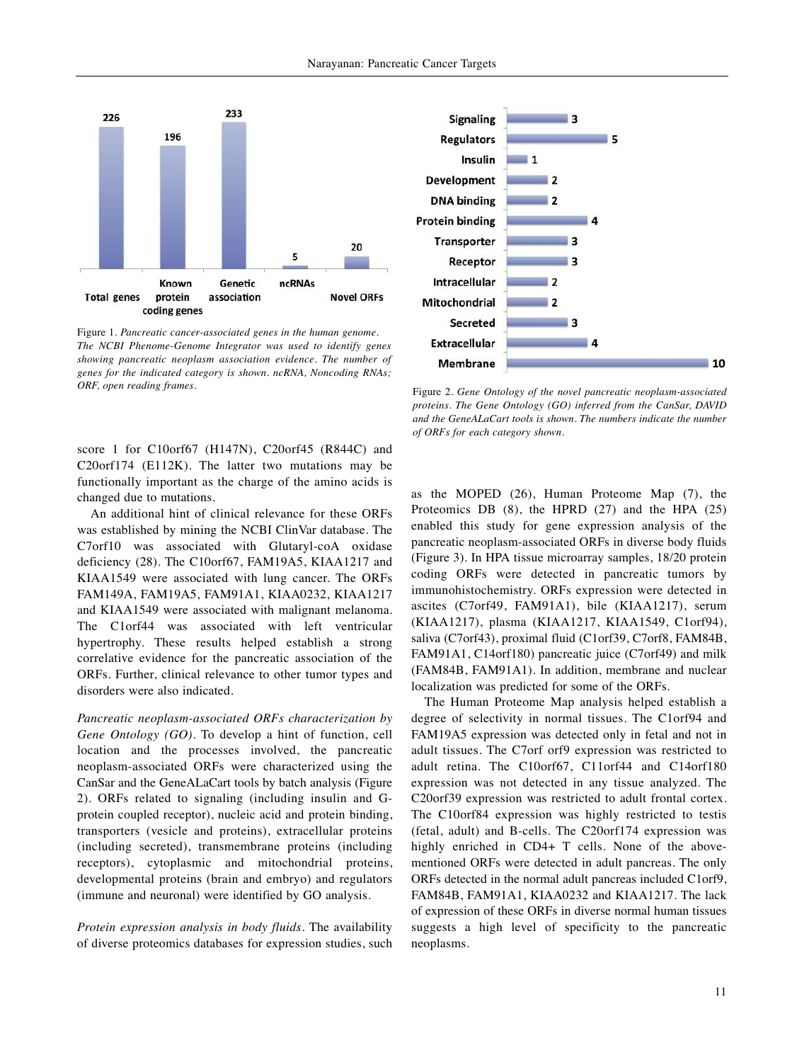Figure 1. *Pancreatic cancer-associated genes in the human genome. The NCBI Phenome-Genome Integrator was used to identify genes showing pancreatic neoplasm association evidence. The number of genes for the indicated category is shown. ncRNA, Noncoding RNAs; ORF, open reading frames.*

Figure 2. *Gene Ontology of the novel pancreatic neoplasm-associated proteins. The Gene Ontology (GO) inferred from the CanSar, DAVID and the GeneALaCart tools is shown. The numbers indicate the number of ORFs for each category shown.*

score 1 for C10orf67 (H147N), C20orf45 (R844C) and C20orf174 (E112K). The latter two mutations may be functionally important as the charge of the amino acids is changed due to mutations.

An additional hint of clinical relevance for these ORFs was established by mining the NCBI ClinVar database. The C7orf10 was associated with Glutaryl-coA oxidase deficiency (28). The C10orf67, FAM19A5, KIAA1217 and KIAA1549 were associated with lung cancer. The ORFs FAM149A, FAM19A5, FAM91A1, KIAA0232, KIAA1217 and KIAA1549 were associated with malignant melanoma. The C1orf44 was associated with left ventricular hypertrophy. These results helped establish a strong correlative evidence for the pancreatic association of the ORFs. Further, clinical relevance to other tumor types and disorders were also indicated.

*Pancreatic neoplasm-associated ORFs characterization by Gene Ontology (GO).* To develop a hint of function, cell location and the processes involved, the pancreatic neoplasm-associated ORFs were characterized using the CanSar and the GeneALaCart tools by batch analysis (Figure 2). ORFs related to signaling (including insulin and G-protein coupled receptor), nucleic acid and protein binding, transporters (vesicle and proteins), extracellular proteins (including secreted), transmembrane proteins (including receptors), cytoplasmic and mitochondrial proteins, developmental proteins (brain and embryo) and regulators (immune and neuronal) were identified by GO analysis.

*Protein expression analysis in body fluids.* The availability of diverse proteomics databases for expression studies, such as the MOPED (26), Human Proteome Map (7), the Proteomics DB (8), the HPRD (27) and the HPA (25) enabled this study for gene expression analysis of the pancreatic neoplasm-associated ORFs in diverse body fluids (Figure 3). In HPA tissue microarray samples, 18/20 protein coding ORFs were detected in pancreatic tumors by immunohistochemistry. ORFs expression were detected in ascites (C7orf49, FAM91A1), bile (KIAA1217), serum (KIAA1217), plasma (KIAA1217, KIAA1549, C1orf94), saliva (C7orf43), proximal fluid (C1orf39, C7orf8, FAM84B, FAM91A1, C14orf180) pancreatic juice (C7orf49) and milk (FAM84B, FAM91A1). In addition, membrane and nuclear localization was predicted for some of the ORFs.

The Human Proteome Map analysis helped establish a degree of selectivity in normal tissues. The C1orf94 and FAM19A5 expression was detected only in fetal and not in adult tissues. The C7orf orf9 expression was restricted to adult retina. The C10orf67, C11orf44 and C14orf180 expression was not detected in any tissue analyzed. The C20orf39 expression was restricted to adult frontal cortex. The C10orf84 expression was highly restricted to testis (fetal, adult) and B-cells. The C20orf174 expression was highly enriched in CD4+ T cells. None of the above-mentioned ORFs were detected in adult pancreas. The only ORFs detected in the normal adult pancreas included C1orf9, FAM84B, FAM91A1, KIAA0232 and KIAA1217. The lack of expression of these ORFs in diverse normal human tissues suggests a high level of specificity to the pancreatic neoplasms.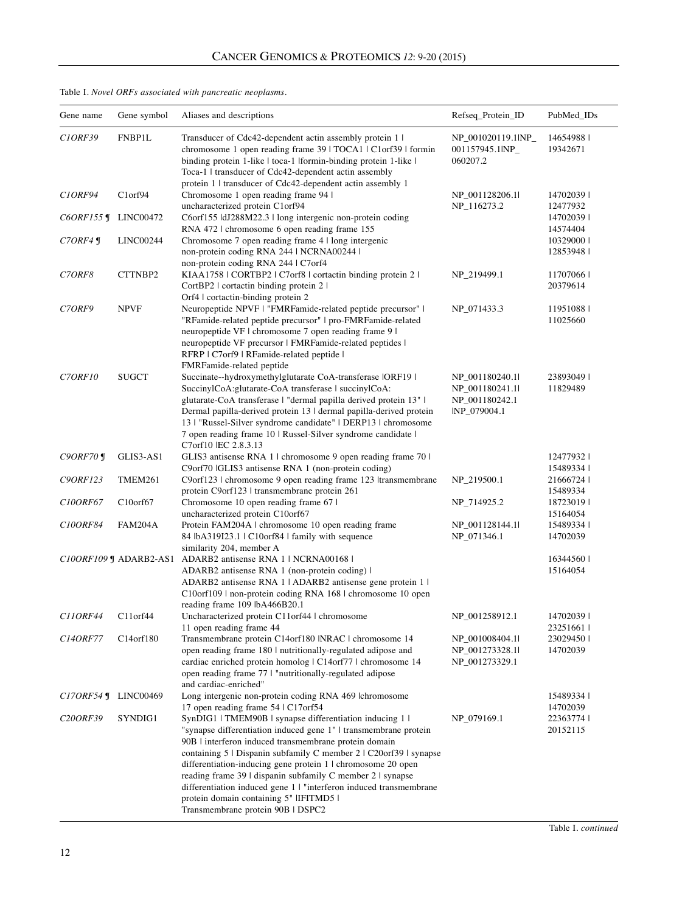Table I. *Novel ORFs associated with pancreatic neoplasms.*

| Gene name | Gene symbol | Aliases and descriptions | Refseq_Protein_ID | PubMed_IDs |
|---|---|---|---|---|
| *C1ORF39* | FNBP1L | Transducer of Cdc42-dependent actin assembly protein 1 \| chromosome 1 open reading frame 39 \| TOCA1 \| C1orf39 \| formin binding protein 1-like \| toca-1 \|formin-binding protein 1-like \| Toca-1 \| transducer of Cdc42-dependent actin assembly protein 1 \| transducer of Cdc42-dependent actin assembly 1 | NP_001020119.1\|NP_001157945.1\|NP_060207.2 | 14654988 \| 19342671 |
| *C1ORF94* | C1orf94 | Chromosome 1 open reading frame 94 \| uncharacterized protein C1orf94 | NP_001128206.1\| NP_116273.2 | 14702039 \| 12477932 |
| *C6ORF155* ¶ | LINC00472 | C6orf155 \|dJ288M22.3 \| long intergenic non-protein coding RNA 472 \| chromosome 6 open reading frame 155 | | 14702039 \| 14574404 |
| *C7ORF4* ¶ | LINC00244 | Chromosome 7 open reading frame 4 \| long intergenic non-protein coding RNA 244 \| NCRNA00244 \| non-protein coding RNA 244 \| C7orf4 | | 10329000 \| 12853948 \| |
| *C7ORF8* | CTTNBP2 | KIAA1758 \| CORTBP2 \| C7orf8 \| cortactin binding protein 2 \| CortBP2 \| cortactin binding protein 2 \| Orf4 \| cortactin-binding protein 2 | NP_219499.1 | 11707066 \| 20379614 |
| *C7ORF9* | NPVF | Neuropeptide NPVF \| "FMRFamide-related peptide precursor" \| "RFamide-related peptide precursor" \| pro-FMRFamide-related neuropeptide VF \| chromosome 7 open reading frame 9 \| neuropeptide VF precursor \| FMRFamide-related peptides \| RFRP \| C7orf9 \| RFamide-related peptide \| FMRFamide-related peptide | NP_071433.3 | 11951088 \| 11025660 |
| *C7ORF10* | SUGCT | Succinate--hydroxymethylglutarate CoA-transferase \|ORF19 \| SuccinylCoA:glutarate-CoA transferase \| succinylCoA: glutarate-CoA transferase \| "dermal papilla derived protein 13" \| Dermal papilla-derived protein 13 \| dermal papilla-derived protein 13 \| "Russel-Silver syndrome candidate" \| DERP13 \| chromosome 7 open reading frame 10 \| Russel-Silver syndrome candidate \| C7orf10 \|EC 2.8.3.13 | NP_001180240.1\| NP_001180241.1\| NP_001180242.1 \|NP_079004.1 | 23893049 \| 11829489 |
| *C9ORF70* ¶ | GLIS3-AS1 | GLIS3 antisense RNA 1 \| chromosome 9 open reading frame 70 \| C9orf70 \|GLIS3 antisense RNA 1 (non-protein coding) | | 12477932 \| 15489334 \| |
| *C9ORF123* | TMEM261 | C9orf123 \| chromosome 9 open reading frame 123 \|transmembrane protein C9orf123 \| transmembrane protein 261 | NP_219500.1 | 21666724 \| 15489334 |
| *C10ORF67* | C10orf67 | Chromosome 10 open reading frame 67 \| uncharacterized protein C10orf67 | NP_714925.2 | 18723019 \| 15164054 |
| *C10ORF84* | FAM204A | Protein FAM204A \| chromosome 10 open reading frame 84 \|bA319I23.1 \| C10orf84 \| family with sequence similarity 204, member A | NP_001128144.1\| NP_071346.1 | 15489334 \| 14702039 |
| *C10ORF109* ¶ | ADARB2-AS1 | ADARB2 antisense RNA 1 \| NCRNA00168 \| ADARB2 antisense RNA 1 (non-protein coding) \| ADARB2 antisense RNA 1 \| ADARB2 antisense gene protein 1 \| C10orf109 \| non-protein coding RNA 168 \| chromosome 10 open reading frame 109 \|bA466B20.1 | | 16344560 \| 15164054 |
| *C11ORF44* | C11orf44 | Uncharacterized protein C11orf44 \| chromosome 11 open reading frame 44 | NP_001258912.1 | 14702039 \| 23251661 \| |
| *C14ORF77* | C14orf180 | Transmembrane protein C14orf180 \|NRAC \| chromosome 14 open reading frame 180 \| nutritionally-regulated adipose and cardiac enriched protein homolog \| C14orf77 \| chromosome 14 open reading frame 77 \| "nutritionally-regulated adipose and cardiac-enriched" | NP_001008404.1\| NP_001273328.1\| NP_001273329.1 | 23029450 \| 14702039 |
| *C17ORF54* ¶ | LINC00469 | Long intergenic non-protein coding RNA 469 \|chromosome 17 open reading frame 54 \| C17orf54 | | 15489334 \| 14702039 |
| *C20ORF39* | SYNDIG1 | SynDIG1 \| TMEM90B \| synapse differentiation inducing 1 \| "synapse differentiation induced gene 1" \| transmembrane protein 90B \| interferon induced transmembrane protein domain containing 5 \| Dispanin subfamily C member 2 \| C20orf39 \| synapse differentiation-inducing gene protein 1 \| chromosome 20 open reading frame 39 \| dispanin subfamily C member 2 \| synapse differentiation induced gene 1 \| "interferon induced transmembrane protein domain containing 5" \|IFITMD5 \| Transmembrane protein 90B \| DSPC2 | NP_079169.1 | 22363774 \| 20152115 |

Table I. *continued*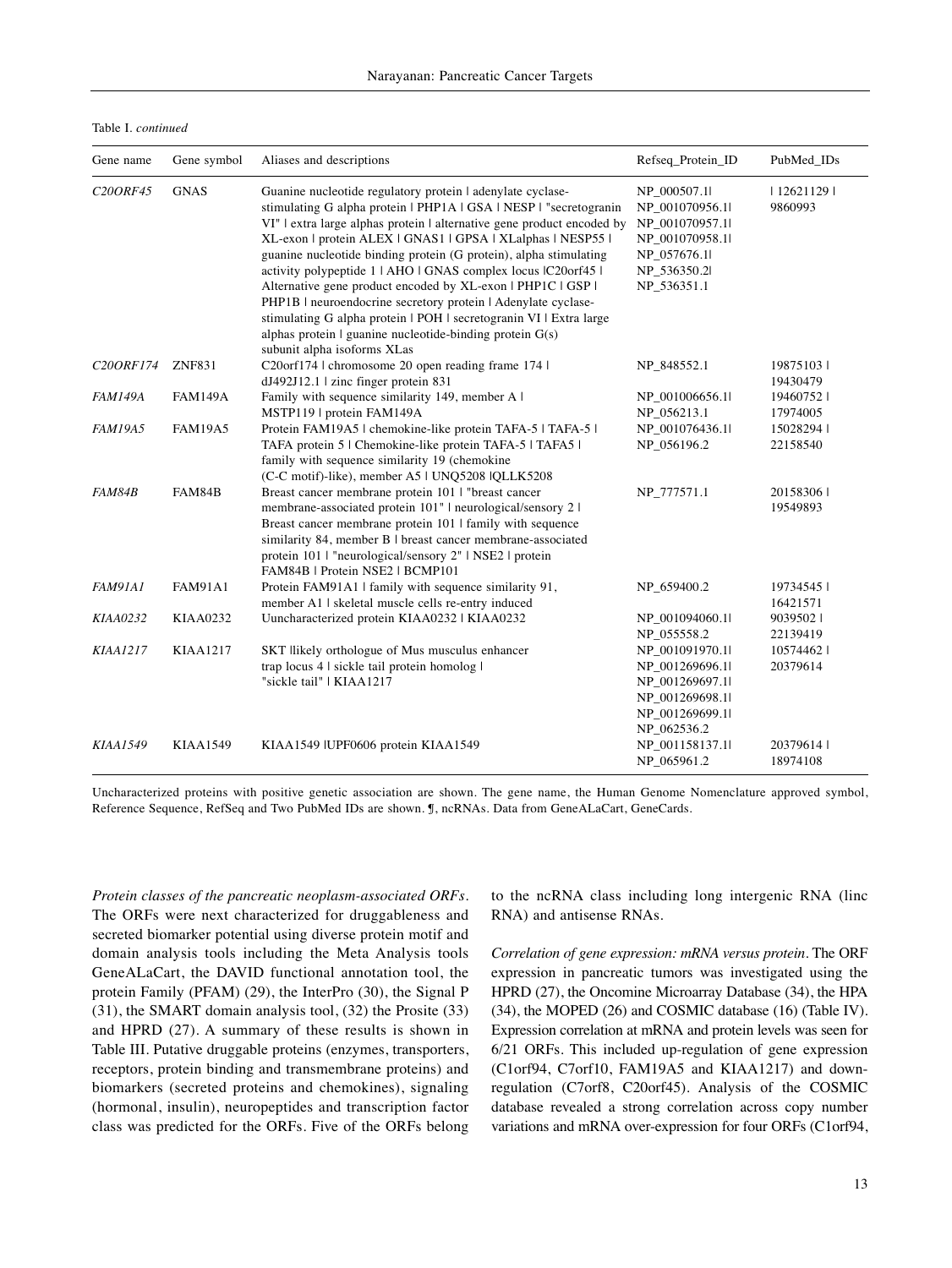Table I. *continued*

| Gene name | Gene symbol | Aliases and descriptions | Refseq_Protein_ID | PubMed_IDs |
|---|---|---|---|---|
| *C20ORF45* | GNAS | Guanine nucleotide regulatory protein \| adenylate cyclase-stimulating G alpha protein \| PHP1A \| GSA \| NESP \| "secretogranin VI" \| extra large alphas protein \| alternative gene product encoded by XL-exon \| protein ALEX \| GNAS1 \| GPSA \| XLalphas \| NESP55 \| guanine nucleotide binding protein (G protein), alpha stimulating activity polypeptide 1 \| AHO \| GNAS complex locus \|C20orf45 \| Alternative gene product encoded by XL-exon \| PHP1C \| GSP \| PHP1B \| neuroendocrine secretory protein \| Adenylate cyclase-stimulating G alpha protein \| POH \| secretogranin VI \| Extra large alphas protein \| guanine nucleotide-binding protein G(s) subunit alpha isoforms XLas | NP_000507.1\| NP_001070956.1\| NP_001070957.1\| NP_001070958.1\| NP_057676.1\| NP_536350.2\| NP_536351.1 | \| 12621129 \| 9860993 |
| *C20ORF174* | ZNF831 | C20orf174 \| chromosome 20 open reading frame 174 \| dJ492J12.1 \| zinc finger protein 831 | NP_848552.1 | 19875103 \| 19430479 |
| *FAM149A* | FAM149A | Family with sequence similarity 149, member A \| MSTP119 \| protein FAM149A | NP_001006656.1\| NP_056213.1 | 19460752 \| 17974005 |
| *FAM19A5* | FAM19A5 | Protein FAM19A5 \| chemokine-like protein TAFA-5 \| TAFA-5 \| TAFA protein 5 \| Chemokine-like protein TAFA-5 \| TAFA5 \| family with sequence similarity 19 (chemokine (C-C motif)-like), member A5 \| UNQ5208 \|QLLK5208 | NP_001076436.1\| NP_056196.2 | 15028294 \| 22158540 |
| *FAM84B* | FAM84B | Breast cancer membrane protein 101 \| "breast cancer membrane-associated protein 101" \| neurological/sensory 2 \| Breast cancer membrane protein 101 \| family with sequence similarity 84, member B \| breast cancer membrane-associated protein 101 \| "neurological/sensory 2" \| NSE2 \| protein FAM84B \| Protein NSE2 \| BCMP101 | NP_777571.1 | 20158306 \| 19549893 |
| *FAM91A1* | FAM91A1 | Protein FAM91A1 \| family with sequence similarity 91, member A1 \| skeletal muscle cells re-entry induced | NP_659400.2 | 19734545 \| 16421571 |
| *KIAA0232* | KIAA0232 | Uuncharacterized protein KIAA0232 \| KIAA0232 | NP_001094060.1\| NP_055558.2 | 9039502 \| 22139419 |
| *KIAA1217* | KIAA1217 | SKT \|likely orthologue of Mus musculus enhancer trap locus 4 \| sickle tail protein homolog \| "sickle tail" \| KIAA1217 | NP_001091970.1\| NP_001269696.1\| NP_001269697.1\| NP_001269698.1\| NP_001269699.1\| NP_062536.2 | 10574462 \| 20379614 |
| *KIAA1549* | KIAA1549 | KIAA1549 \|UPF0606 protein KIAA1549 | NP_001158137.1\| NP_065961.2 | 20379614 \| 18974108 |

Uncharacterized proteins with positive genetic association are shown. The gene name, the Human Genome Nomenclature approved symbol, Reference Sequence, RefSeq and Two PubMed IDs are shown. ¶, ncRNAs. Data from GeneALaCart, GeneCards.

*Protein classes of the pancreatic neoplasm-associated ORFs.* The ORFs were next characterized for druggableness and secreted biomarker potential using diverse protein motif and domain analysis tools including the Meta Analysis tools GeneALaCart, the DAVID functional annotation tool, the protein Family (PFAM) (29), the InterPro (30), the Signal P (31), the SMART domain analysis tool, (32) the Prosite (33) and HPRD (27). A summary of these results is shown in Table III. Putative druggable proteins (enzymes, transporters, receptors, protein binding and transmembrane proteins) and biomarkers (secreted proteins and chemokines), signaling (hormonal, insulin), neuropeptides and transcription factor class was predicted for the ORFs. Five of the ORFs belong to the ncRNA class including long intergenic RNA (linc RNA) and antisense RNAs.

*Correlation of gene expression: mRNA versus protein.* The ORF expression in pancreatic tumors was investigated using the HPRD (27), the Oncomine Microarray Database (34), the HPA (34), the MOPED (26) and COSMIC database (16) (Table IV). Expression correlation at mRNA and protein levels was seen for 6/21 ORFs. This included up-regulation of gene expression (C1orf94, C7orf10, FAM19A5 and KIAA1217) and down-regulation (C7orf8, C20orf45). Analysis of the COSMIC database revealed a strong correlation across copy number variations and mRNA over-expression for four ORFs (C1orf94,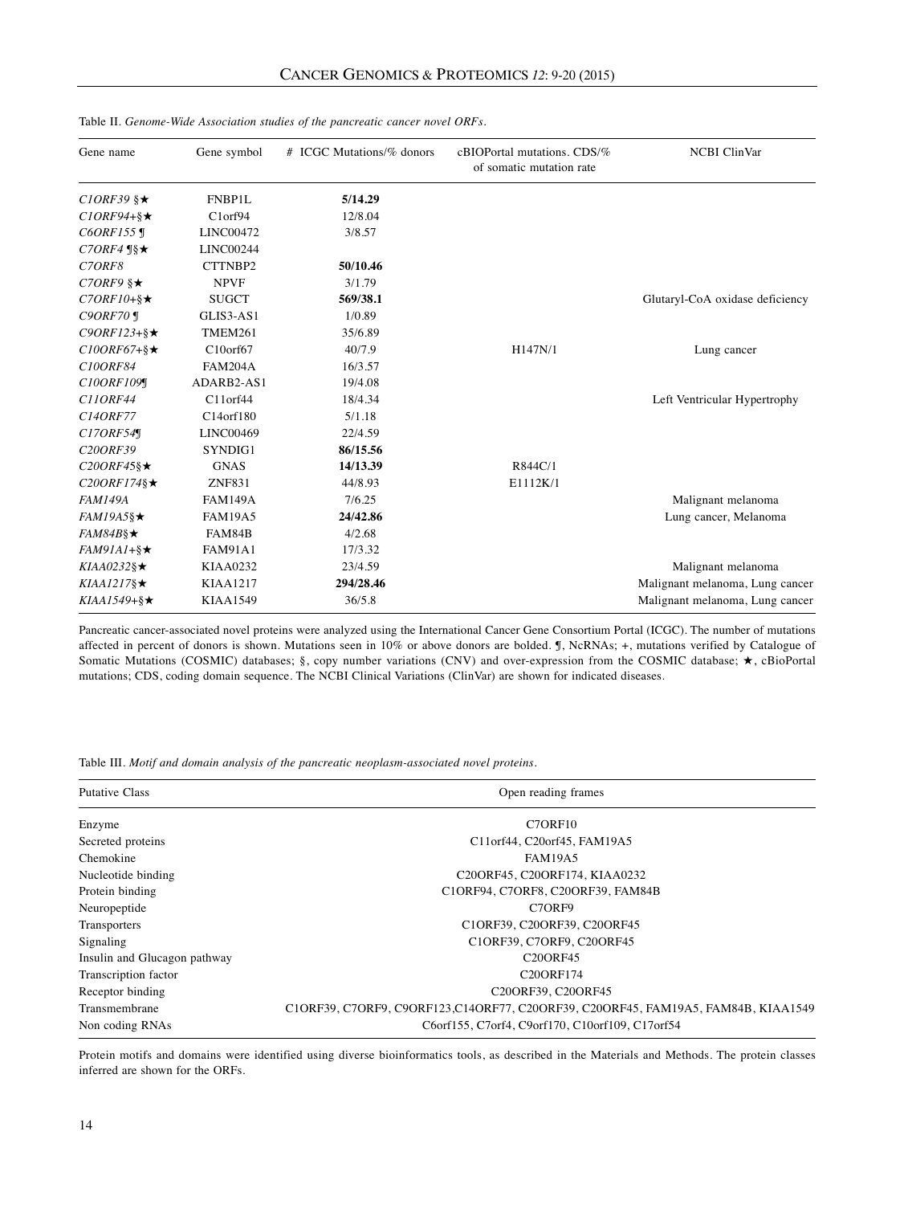Table II. *Genome-Wide Association studies of the pancreatic cancer novel ORFs.*

| Gene name | Gene symbol | # ICGC Mutations/% donors | cBIOPortal mutations. CDS/% of somatic mutation rate | NCBI ClinVar |
|---|---|---|---|---|
| *C1ORF39* §★ | FNBP1L | **5/14.29** | | |
| *C1ORF94*+§★ | C1orf94 | 12/8.04 | | |
| *C6ORF155* ¶ | LINC00472 | 3/8.57 | | |
| *C7ORF4* ¶§★ | LINC00244 | | | |
| *C7ORF8* | CTTNBP2 | **50/10.46** | | |
| *C7ORF9* §★ | NPVF | 3/1.79 | | |
| *C7ORF10*+§★ | SUGCT | **569/38.1** | | Glutaryl-CoA oxidase deficiency |
| *C9ORF70* ¶ | GLIS3-AS1 | 1/0.89 | | |
| *C9ORF123*+§★ | TMEM261 | 35/6.89 | | |
| *C10ORF67*+§★ | C10orf67 | 40/7.9 | H147N/1 | Lung cancer |
| *C10ORF84* | FAM204A | 16/3.57 | | |
| *C10ORF109*¶ | ADARB2-AS1 | 19/4.08 | | |
| *C11ORF44* | C11orf44 | 18/4.34 | | Left Ventricular Hypertrophy |
| *C14ORF77* | C14orf180 | 5/1.18 | | |
| *C17ORF54*¶ | LINC00469 | 22/4.59 | | |
| *C20ORF39* | SYNDIG1 | **86/15.56** | | |
| *C20ORF45*§★ | GNAS | **14/13.39** | R844C/1 | |
| *C20ORF174*§★ | ZNF831 | 44/8.93 | E1112K/1 | |
| *FAM149A* | FAM149A | 7/6.25 | | Malignant melanoma |
| *FAM19A5*§★ | FAM19A5 | **24/42.86** | | Lung cancer, Melanoma |
| *FAM84B*§★ | FAM84B | 4/2.68 | | |
| *FAM91A1*+§★ | FAM91A1 | 17/3.32 | | |
| *KIAA0232*§★ | KIAA0232 | 23/4.59 | | Malignant melanoma |
| *KIAA1217*§★ | KIAA1217 | **294/28.46** | | Malignant melanoma, Lung cancer |
| *KIAA1549*+§★ | KIAA1549 | 36/5.8 | | Malignant melanoma, Lung cancer |

Pancreatic cancer-associated novel proteins were analyzed using the International Cancer Gene Consortium Portal (ICGC). The number of mutations affected in percent of donors is shown. Mutations seen in 10% or above donors are bolded. ¶, NcRNAs; +, mutations verified by Catalogue of Somatic Mutations (COSMIC) databases; §, copy number variations (CNV) and over-expression from the COSMIC database; ★, cBioPortal mutations; CDS, coding domain sequence. The NCBI Clinical Variations (ClinVar) are shown for indicated diseases.

Table III. *Motif and domain analysis of the pancreatic neoplasm-associated novel proteins.*

| Putative Class | Open reading frames |
|---|---|
| Enzyme | C7ORF10 |
| Secreted proteins | C11orf44, C20orf45, FAM19A5 |
| Chemokine | FAM19A5 |
| Nucleotide binding | C20ORF45, C20ORF174, KIAA0232 |
| Protein binding | C1ORF94, C7ORF8, C20ORF39, FAM84B |
| Neuropeptide | C7ORF9 |
| Transporters | C1ORF39, C20ORF39, C20ORF45 |
| Signaling | C1ORF39, C7ORF9, C20ORF45 |
| Insulin and Glucagon pathway | C20ORF45 |
| Transcription factor | C20ORF174 |
| Receptor binding | C20ORF39, C20ORF45 |
| Transmembrane | C1ORF39, C7ORF9, C9ORF123,C14ORF77, C20ORF39, C20ORF45, FAM19A5, FAM84B, KIAA1549 |
| Non coding RNAs | C6orf155, C7orf4, C9orf170, C10orf109, C17orf54 |

Protein motifs and domains were identified using diverse bioinformatics tools, as described in the Materials and Methods. The protein classes inferred are shown for the ORFs.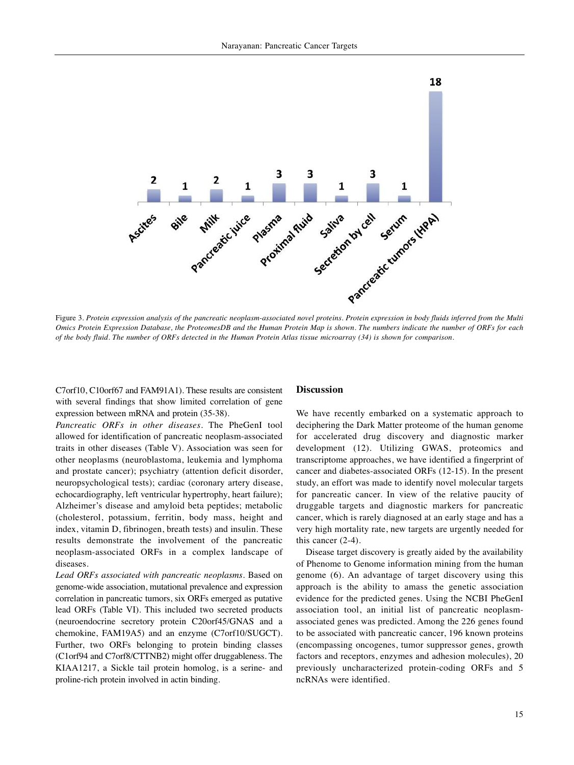Figure 3. *Protein expression analysis of the pancreatic neoplasm-associated novel proteins. Protein expression in body fluids inferred from the Multi Omics Protein Expression Database, the ProteomesDB and the Human Protein Map is shown. The numbers indicate the number of ORFs for each of the body fluid. The number of ORFs detected in the Human Protein Atlas tissue microarray (34) is shown for comparison.*

C7orf10, C10orf67 and FAM91A1). These results are consistent with several findings that show limited correlation of gene expression between mRNA and protein (35-38).

*Pancreatic ORFs in other diseases.* The PheGenI tool allowed for identification of pancreatic neoplasm-associated traits in other diseases (Table V). Association was seen for other neoplasms (neuroblastoma, leukemia and lymphoma and prostate cancer); psychiatry (attention deficit disorder, neuropsychological tests); cardiac (coronary artery disease, echocardiography, left ventricular hypertrophy, heart failure); Alzheimer's disease and amyloid beta peptides; metabolic (cholesterol, potassium, ferritin, body mass, height and index, vitamin D, fibrinogen, breath tests) and insulin. These results demonstrate the involvement of the pancreatic neoplasm-associated ORFs in a complex landscape of diseases.

*Lead ORFs associated with pancreatic neoplasms.* Based on genome-wide association, mutational prevalence and expression correlation in pancreatic tumors, six ORFs emerged as putative lead ORFs (Table VI). This included two secreted products (neuroendocrine secretory protein C20orf45/GNAS and a chemokine, FAM19A5) and an enzyme (C7orf10/SUGCT). Further, two ORFs belonging to protein binding classes (C1orf94 and C7orf8/CTTNB2) might offer druggableness. The KIAA1217, a Sickle tail protein homolog, is a serine- and proline-rich protein involved in actin binding.

## Discussion

We have recently embarked on a systematic approach to deciphering the Dark Matter proteome of the human genome for accelerated drug discovery and diagnostic marker development (12). Utilizing GWAS, proteomics and transcriptome approaches, we have identified a fingerprint of cancer and diabetes-associated ORFs (12-15). In the present study, an effort was made to identify novel molecular targets for pancreatic cancer. In view of the relative paucity of druggable targets and diagnostic markers for pancreatic cancer, which is rarely diagnosed at an early stage and has a very high mortality rate, new targets are urgently needed for this cancer (2-4).

Disease target discovery is greatly aided by the availability of Phenome to Genome information mining from the human genome (6). An advantage of target discovery using this approach is the ability to amass the genetic association evidence for the predicted genes. Using the NCBI PheGenI association tool, an initial list of pancreatic neoplasm-associated genes was predicted. Among the 226 genes found to be associated with pancreatic cancer, 196 known proteins (encompassing oncogenes, tumor suppressor genes, growth factors and receptors, enzymes and adhesion molecules), 20 previously uncharacterized protein-coding ORFs and 5 ncRNAs were identified.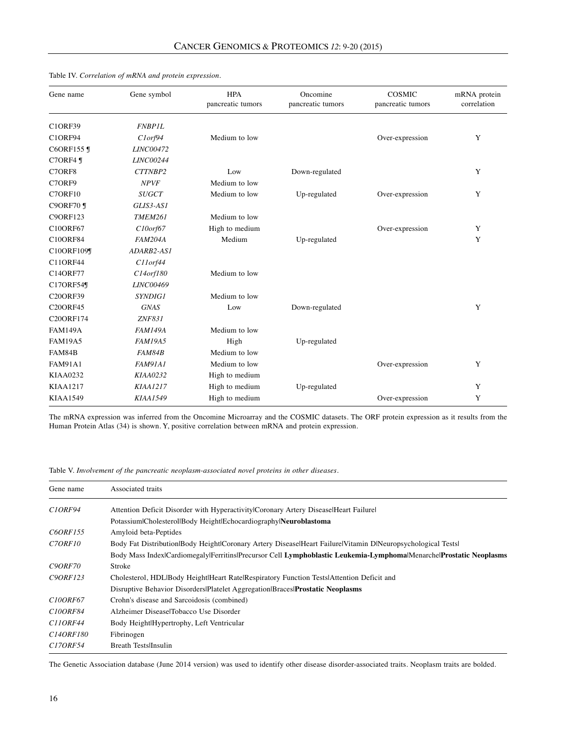Table IV. *Correlation of mRNA and protein expression.*

| Gene name | Gene symbol | HPA pancreatic tumors | Oncomine pancreatic tumors | COSMIC pancreatic tumors | mRNA protein correlation |
|---|---|---|---|---|---|
| C1ORF39 | *FNBP1L* | | | | |
| C1ORF94 | *C1orf94* | Medium to low | | Over-expression | Y |
| C6ORF155 ¶ | *LINC00472* | | | | |
| C7ORF4 ¶ | *LINC00244* | | | | |
| C7ORF8 | *CTTNBP2* | Low | Down-regulated | | Y |
| C7ORF9 | *NPVF* | Medium to low | | | |
| C7ORF10 | *SUGCT* | Medium to low | Up-regulated | Over-expression | Y |
| C9ORF70 ¶ | *GLIS3-AS1* | | | | |
| C9ORF123 | *TMEM261* | Medium to low | | | |
| C10ORF67 | *C10orf67* | High to medium | | Over-expression | Y |
| C10ORF84 | *FAM204A* | Medium | Up-regulated | | Y |
| C10ORF109¶ | *ADARB2-AS1* | | | | |
| C11ORF44 | *C11orf44* | | | | |
| C14ORF77 | *C14orf180* | Medium to low | | | |
| C17ORF54¶ | *LINC00469* | | | | |
| C20ORF39 | *SYNDIG1* | Medium to low | | | |
| C20ORF45 | *GNAS* | Low | Down-regulated | | Y |
| C20ORF174 | *ZNF831* | | | | |
| FAM149A | *FAM149A* | Medium to low | | | |
| FAM19A5 | *FAM19A5* | High | Up-regulated | | |
| FAM84B | *FAM84B* | Medium to low | | | |
| FAM91A1 | *FAM91A1* | Medium to low | | Over-expression | Y |
| KIAA0232 | *KIAA0232* | High to medium | | | |
| KIAA1217 | *KIAA1217* | High to medium | Up-regulated | | Y |
| KIAA1549 | *KIAA1549* | High to medium | | Over-expression | Y |

The mRNA expression was inferred from the Oncomine Microarray and the COSMIC datasets. The ORF protein expression as it results from the Human Protein Atlas (34) is shown. Y, positive correlation between mRNA and protein expression.

Table V. *Involvement of the pancreatic neoplasm-associated novel proteins in other diseases.*

| Gene name | Associated traits |
|---|---|
| *C1ORF94* | Attention Deficit Disorder with Hyperactivity\|Coronary Artery Disease\|Heart Failure\|Potassium\|Cholesterol\|Body Height\|Echocardiography\|**Neuroblastoma** |
| *C6ORF155* | Amyloid beta-Peptides |
| *C7ORF10* | Body Fat Distribution\|Body Height\|Coronary Artery Disease\|Heart Failure\|Vitamin D\|Neuropsychological Tests\|Body Mass Index\|Cardiomegaly\|Ferritins\|Precursor Cell **Lymphoblastic Leukemia-Lymphoma**\|Menarche\|**Prostatic Neoplasms** |
| *C9ORF70* | Stroke |
| *C9ORF123* | Cholesterol, HDL\|Body Height\|Heart Rate\|Respiratory Function Tests\|Attention Deficit and Disruptive Behavior Disorders\|Platelet Aggregation\|Braces\|**Prostatic Neoplasms** |
| *C10ORF67* | Crohn's disease and Sarcoidosis (combined) |
| *C10ORF84* | Alzheimer Disease\|Tobacco Use Disorder |
| *C11ORF44* | Body Height\|Hypertrophy, Left Ventricular |
| *C14ORF180* | Fibrinogen |
| *C17ORF54* | Breath Tests\|Insulin |

The Genetic Association database (June 2014 version) was used to identify other disease disorder-associated traits. Neoplasm traits are bolded.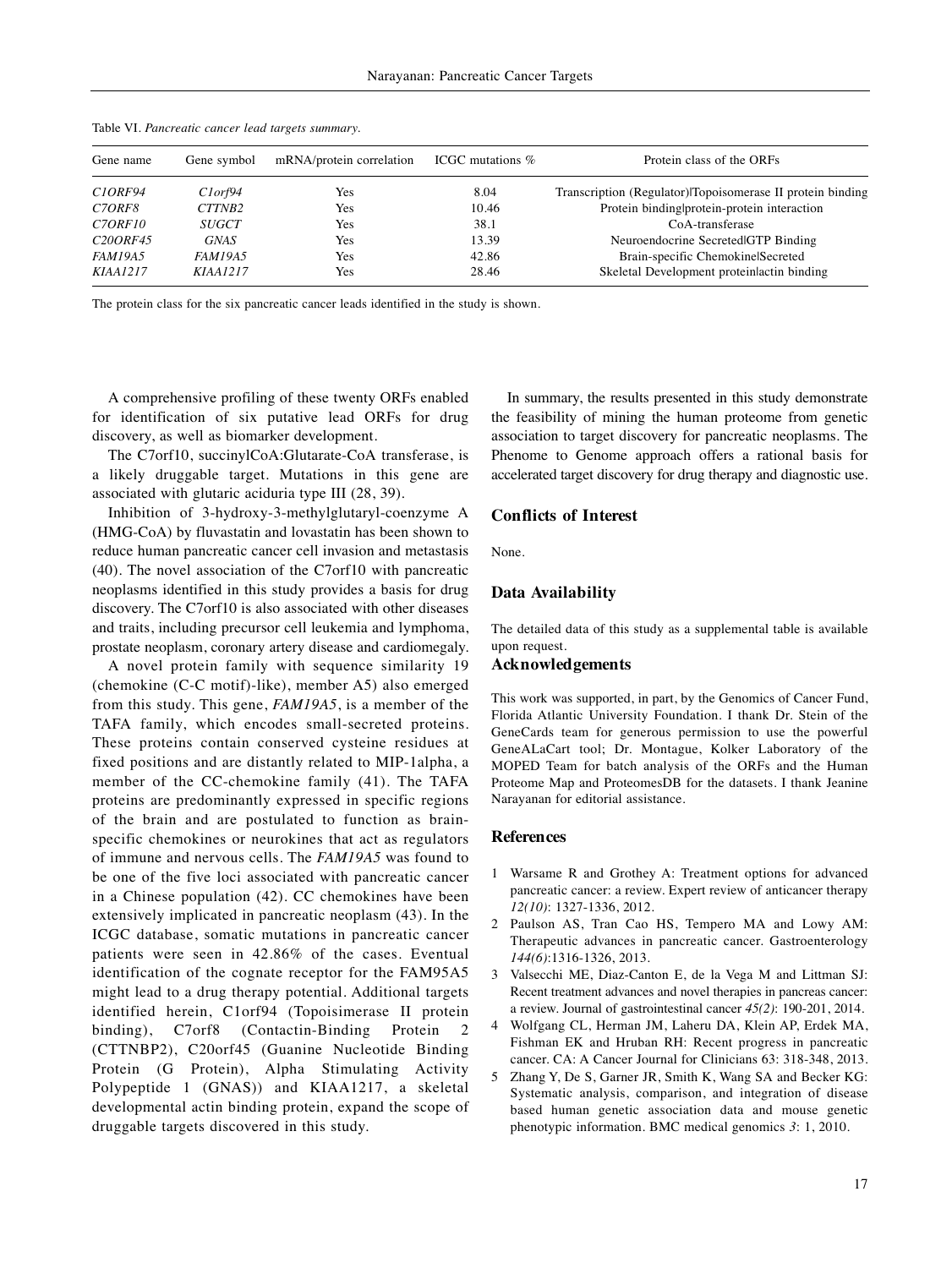Table VI. *Pancreatic cancer lead targets summary.*

| Gene name | Gene symbol | mRNA/protein correlation | ICGC mutations % | Protein class of the ORFs |
|---|---|---|---|---|
| *C1ORF94* | *C1orf94* | Yes | 8.04 | Transcription (Regulator)\|Topoisomerase II protein binding |
| *C7ORF8* | *CTTNB2* | Yes | 10.46 | Protein binding\|protein-protein interaction |
| *C7ORF10* | *SUGCT* | Yes | 38.1 | CoA-transferase |
| *C20ORF45* | *GNAS* | Yes | 13.39 | Neuroendocrine Secreted\|GTP Binding |
| *FAM19A5* | *FAM19A5* | Yes | 42.86 | Brain-specific Chemokine\|Secreted |
| *KIAA1217* | *KIAA1217* | Yes | 28.46 | Skeletal Development protein\|actin binding |

The protein class for the six pancreatic cancer leads identified in the study is shown.

A comprehensive profiling of these twenty ORFs enabled for identification of six putative lead ORFs for drug discovery, as well as biomarker development.

The C7orf10, succinyl|CoA:Glutarate-CoA transferase, is a likely druggable target. Mutations in this gene are associated with glutaric aciduria type III (28, 39).

Inhibition of 3-hydroxy-3-methylglutaryl-coenzyme A (HMG-CoA) by fluvastatin and lovastatin has been shown to reduce human pancreatic cancer cell invasion and metastasis (40). The novel association of the C7orf10 with pancreatic neoplasms identified in this study provides a basis for drug discovery. The C7orf10 is also associated with other diseases and traits, including precursor cell leukemia and lymphoma, prostate neoplasm, coronary artery disease and cardiomegaly.

A novel protein family with sequence similarity 19 (chemokine (C-C motif)-like), member A5) also emerged from this study. This gene, *FAM19A5*, is a member of the TAFA family, which encodes small-secreted proteins. These proteins contain conserved cysteine residues at fixed positions and are distantly related to MIP-1alpha, a member of the CC-chemokine family (41). The TAFA proteins are predominantly expressed in specific regions of the brain and are postulated to function as brain-specific chemokines or neurokines that act as regulators of immune and nervous cells. The *FAM19A5* was found to be one of the five loci associated with pancreatic cancer in a Chinese population (42). CC chemokines have been extensively implicated in pancreatic neoplasm (43). In the ICGC database, somatic mutations in pancreatic cancer patients were seen in 42.86% of the cases. Eventual identification of the cognate receptor for the FAM95A5 might lead to a drug therapy potential. Additional targets identified herein, C1orf94 (Topoisimerase II protein binding), C7orf8 (Contactin-Binding Protein 2 (CTTNBP2), C20orf45 (Guanine Nucleotide Binding Protein (G Protein), Alpha Stimulating Activity Polypeptide 1 (GNAS)) and KIAA1217, a skeletal developmental actin binding protein, expand the scope of druggable targets discovered in this study.

In summary, the results presented in this study demonstrate the feasibility of mining the human proteome from genetic association to target discovery for pancreatic neoplasms. The Phenome to Genome approach offers a rational basis for accelerated target discovery for drug therapy and diagnostic use.

## Conflicts of Interest

None.

## Data Availability

The detailed data of this study as a supplemental table is available upon request.

## Acknowledgements

This work was supported, in part, by the Genomics of Cancer Fund, Florida Atlantic University Foundation. I thank Dr. Stein of the GeneCards team for generous permission to use the powerful GeneALaCart tool; Dr. Montague, Kolker Laboratory of the MOPED Team for batch analysis of the ORFs and the Human Proteome Map and ProteomesDB for the datasets. I thank Jeanine Narayanan for editorial assistance.

## References

1. Warsame R and Grothey A: Treatment options for advanced pancreatic cancer: a review. Expert review of anticancer therapy *12(10)*: 1327-1336, 2012.
2. Paulson AS, Tran Cao HS, Tempero MA and Lowy AM: Therapeutic advances in pancreatic cancer. Gastroenterology *144(6)*:1316-1326, 2013.
3. Valsecchi ME, Diaz-Canton E, de la Vega M and Littman SJ: Recent treatment advances and novel therapies in pancreas cancer: a review. Journal of gastrointestinal cancer *45(2)*: 190-201, 2014.
4. Wolfgang CL, Herman JM, Laheru DA, Klein AP, Erdek MA, Fishman EK and Hruban RH: Recent progress in pancreatic cancer. CA: A Cancer Journal for Clinicians 63: 318-348, 2013.
5. Zhang Y, De S, Garner JR, Smith K, Wang SA and Becker KG: Systematic analysis, comparison, and integration of disease based human genetic association data and mouse genetic phenotypic information. BMC medical genomics *3*: 1, 2010.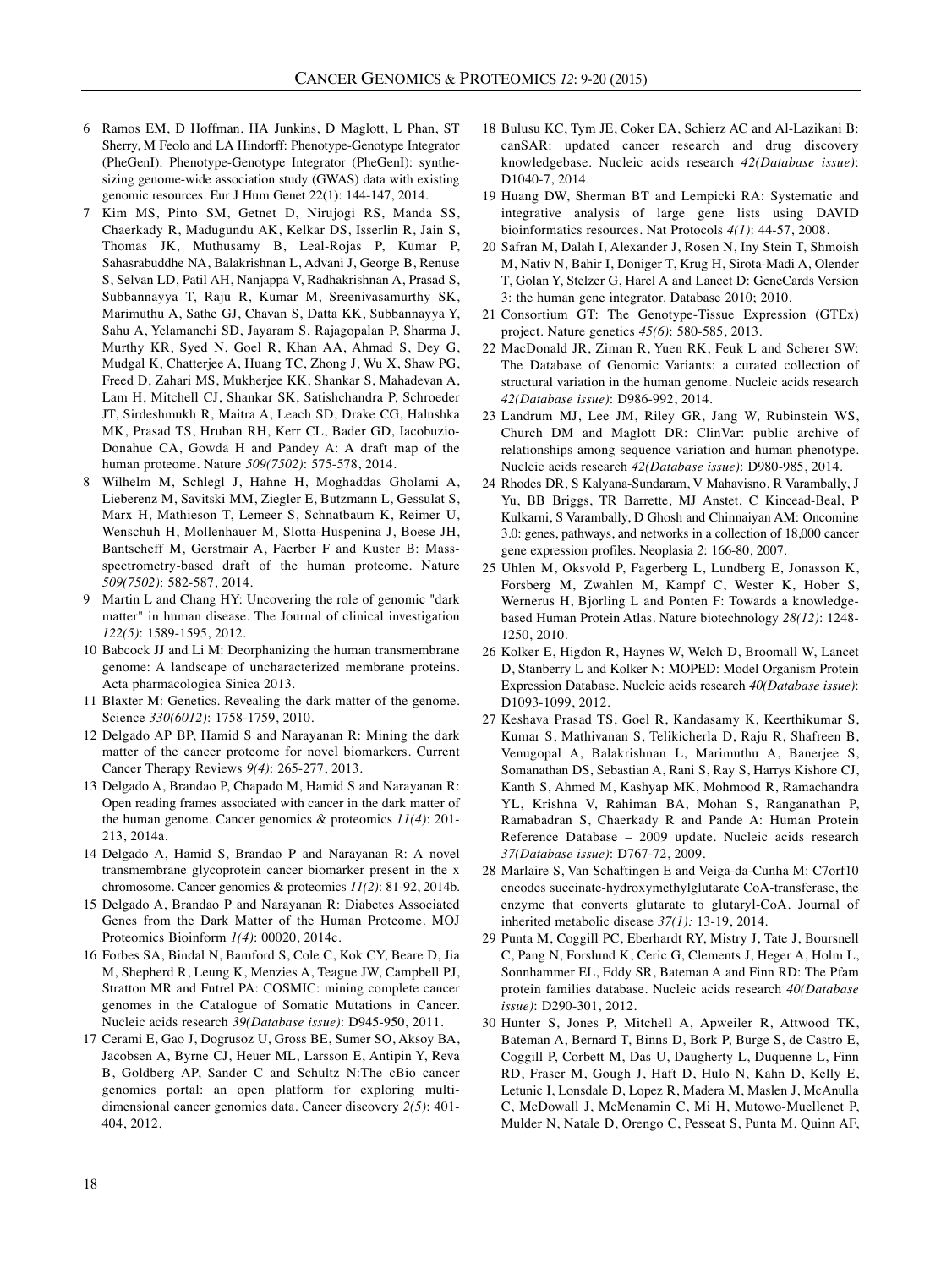6 Ramos EM, D Hoffman, HA Junkins, D Maglott, L Phan, ST Sherry, M Feolo and LA Hindorff: Phenotype-Genotype Integrator (PheGenI): Phenotype-Genotype Integrator (PheGenI): synthesizing genome-wide association study (GWAS) data with existing genomic resources. Eur J Hum Genet 22(1): 144-147, 2014.

7 Kim MS, Pinto SM, Getnet D, Nirujogi RS, Manda SS, Chaerkady R, Madugundu AK, Kelkar DS, Isserlin R, Jain S, Thomas JK, Muthusamy B, Leal-Rojas P, Kumar P, Sahasrabuddhe NA, Balakrishnan L, Advani J, George B, Renuse S, Selvan LD, Patil AH, Nanjappa V, Radhakrishnan A, Prasad S, Subbannayya T, Raju R, Kumar M, Sreenivasamurthy SK, Marimuthu A, Sathe GJ, Chavan S, Datta KK, Subbannayya Y, Sahu A, Yelamanchi SD, Jayaram S, Rajagopalan P, Sharma J, Murthy KR, Syed N, Goel R, Khan AA, Ahmad S, Dey G, Mudgal K, Chatterjee A, Huang TC, Zhong J, Wu X, Shaw PG, Freed D, Zahari MS, Mukherjee KK, Shankar S, Mahadevan A, Lam H, Mitchell CJ, Shankar SK, Satishchandra P, Schroeder JT, Sirdeshmukh R, Maitra A, Leach SD, Drake CG, Halushka MK, Prasad TS, Hruban RH, Kerr CL, Bader GD, Iacobuzio-Donahue CA, Gowda H and Pandey A: A draft map of the human proteome. Nature *509(7502)*: 575-578, 2014.

8 Wilhelm M, Schlegl J, Hahne H, Moghaddas Gholami A, Lieberenz M, Savitski MM, Ziegler E, Butzmann L, Gessulat S, Marx H, Mathieson T, Lemeer S, Schnatbaum K, Reimer U, Wenschuh H, Mollenhauer M, Slotta-Huspenina J, Boese JH, Bantscheff M, Gerstmair A, Faerber F and Kuster B: Mass-spectrometry-based draft of the human proteome. Nature *509(7502)*: 582-587, 2014.

9 Martin L and Chang HY: Uncovering the role of genomic "dark matter" in human disease. The Journal of clinical investigation *122(5)*: 1589-1595, 2012.

10 Babcock JJ and Li M: Deorphanizing the human transmembrane genome: A landscape of uncharacterized membrane proteins. Acta pharmacologica Sinica 2013.

11 Blaxter M: Genetics. Revealing the dark matter of the genome. Science *330(6012)*: 1758-1759, 2010.

12 Delgado AP BP, Hamid S and Narayanan R: Mining the dark matter of the cancer proteome for novel biomarkers. Current Cancer Therapy Reviews *9(4)*: 265-277, 2013.

13 Delgado A, Brandao P, Chapado M, Hamid S and Narayanan R: Open reading frames associated with cancer in the dark matter of the human genome. Cancer genomics & proteomics *11(4)*: 201-213, 2014a.

14 Delgado A, Hamid S, Brandao P and Narayanan R: A novel transmembrane glycoprotein cancer biomarker present in the x chromosome. Cancer genomics & proteomics *11(2)*: 81-92, 2014b.

15 Delgado A, Brandao P and Narayanan R: Diabetes Associated Genes from the Dark Matter of the Human Proteome. MOJ Proteomics Bioinform *1(4)*: 00020, 2014c.

16 Forbes SA, Bindal N, Bamford S, Cole C, Kok CY, Beare D, Jia M, Shepherd R, Leung K, Menzies A, Teague JW, Campbell PJ, Stratton MR and Futrel PA: COSMIC: mining complete cancer genomes in the Catalogue of Somatic Mutations in Cancer. Nucleic acids research *39(Database issue)*: D945-950, 2011.

17 Cerami E, Gao J, Dogrusoz U, Gross BE, Sumer SO, Aksoy BA, Jacobsen A, Byrne CJ, Heuer ML, Larsson E, Antipin Y, Reva B, Goldberg AP, Sander C and Schultz N:The cBio cancer genomics portal: an open platform for exploring multidimensional cancer genomics data. Cancer discovery *2(5)*: 401-404, 2012.

18 Bulusu KC, Tym JE, Coker EA, Schierz AC and Al-Lazikani B: canSAR: updated cancer research and drug discovery knowledgebase. Nucleic acids research *42(Database issue)*: D1040-7, 2014.

19 Huang DW, Sherman BT and Lempicki RA: Systematic and integrative analysis of large gene lists using DAVID bioinformatics resources. Nat Protocols *4(1)*: 44-57, 2008.

20 Safran M, Dalah I, Alexander J, Rosen N, Iny Stein T, Shmoish M, Nativ N, Bahir I, Doniger T, Krug H, Sirota-Madi A, Olender T, Golan Y, Stelzer G, Harel A and Lancet D: GeneCards Version 3: the human gene integrator. Database 2010; 2010.

21 Consortium GT: The Genotype-Tissue Expression (GTEx) project. Nature genetics *45(6)*: 580-585, 2013.

22 MacDonald JR, Ziman R, Yuen RK, Feuk L and Scherer SW: The Database of Genomic Variants: a curated collection of structural variation in the human genome. Nucleic acids research *42(Database issue)*: D986-992, 2014.

23 Landrum MJ, Lee JM, Riley GR, Jang W, Rubinstein WS, Church DM and Maglott DR: ClinVar: public archive of relationships among sequence variation and human phenotype. Nucleic acids research *42(Database issue)*: D980-985, 2014.

24 Rhodes DR, S Kalyana-Sundaram, V Mahavisno, R Varambally, J Yu, BB Briggs, TR Barrette, MJ Anstet, C Kincead-Beal, P Kulkarni, S Varambally, D Ghosh and Chinnaiyan AM: Oncomine 3.0: genes, pathways, and networks in a collection of 18,000 cancer gene expression profiles. Neoplasia *2*: 166-80, 2007.

25 Uhlen M, Oksvold P, Fagerberg L, Lundberg E, Jonasson K, Forsberg M, Zwahlen M, Kampf C, Wester K, Hober S, Wernerus H, Bjorling L and Ponten F: Towards a knowledge-based Human Protein Atlas. Nature biotechnology *28(12)*: 1248-1250, 2010.

26 Kolker E, Higdon R, Haynes W, Welch D, Broomall W, Lancet D, Stanberry L and Kolker N: MOPED: Model Organism Protein Expression Database. Nucleic acids research *40(Database issue)*: D1093-1099, 2012.

27 Keshava Prasad TS, Goel R, Kandasamy K, Keerthikumar S, Kumar S, Mathivanan S, Telikicherla D, Raju R, Shafreen B, Venugopal A, Balakrishnan L, Marimuthu A, Banerjee S, Somanathan DS, Sebastian A, Rani S, Ray S, Harrys Kishore CJ, Kanth S, Ahmed M, Kashyap MK, Mohmood R, Ramachandra YL, Krishna V, Rahiman BA, Mohan S, Ranganathan P, Ramabadran S, Chaerkady R and Pande A: Human Protein Reference Database – 2009 update. Nucleic acids research *37(Database issue)*: D767-72, 2009.

28 Marlaire S, Van Schaftingen E and Veiga-da-Cunha M: C7orf10 encodes succinate-hydroxymethylglutarate CoA-transferase, the enzyme that converts glutarate to glutaryl-CoA. Journal of inherited metabolic disease *37(1):* 13-19, 2014.

29 Punta M, Coggill PC, Eberhardt RY, Mistry J, Tate J, Boursnell C, Pang N, Forslund K, Ceric G, Clements J, Heger A, Holm L, Sonnhammer EL, Eddy SR, Bateman A and Finn RD: The Pfam protein families database. Nucleic acids research *40(Database issue)*: D290-301, 2012.

30 Hunter S, Jones P, Mitchell A, Apweiler R, Attwood TK, Bateman A, Bernard T, Binns D, Bork P, Burge S, de Castro E, Coggill P, Corbett M, Das U, Daugherty L, Duquenne L, Finn RD, Fraser M, Gough J, Haft D, Hulo N, Kahn D, Kelly E, Letunic I, Lonsdale D, Lopez R, Madera M, Maslen J, McAnulla C, McDowall J, McMenamin C, Mi H, Mutowo-Muellenet P, Mulder N, Natale D, Orengo C, Pesseat S, Punta M, Quinn AF,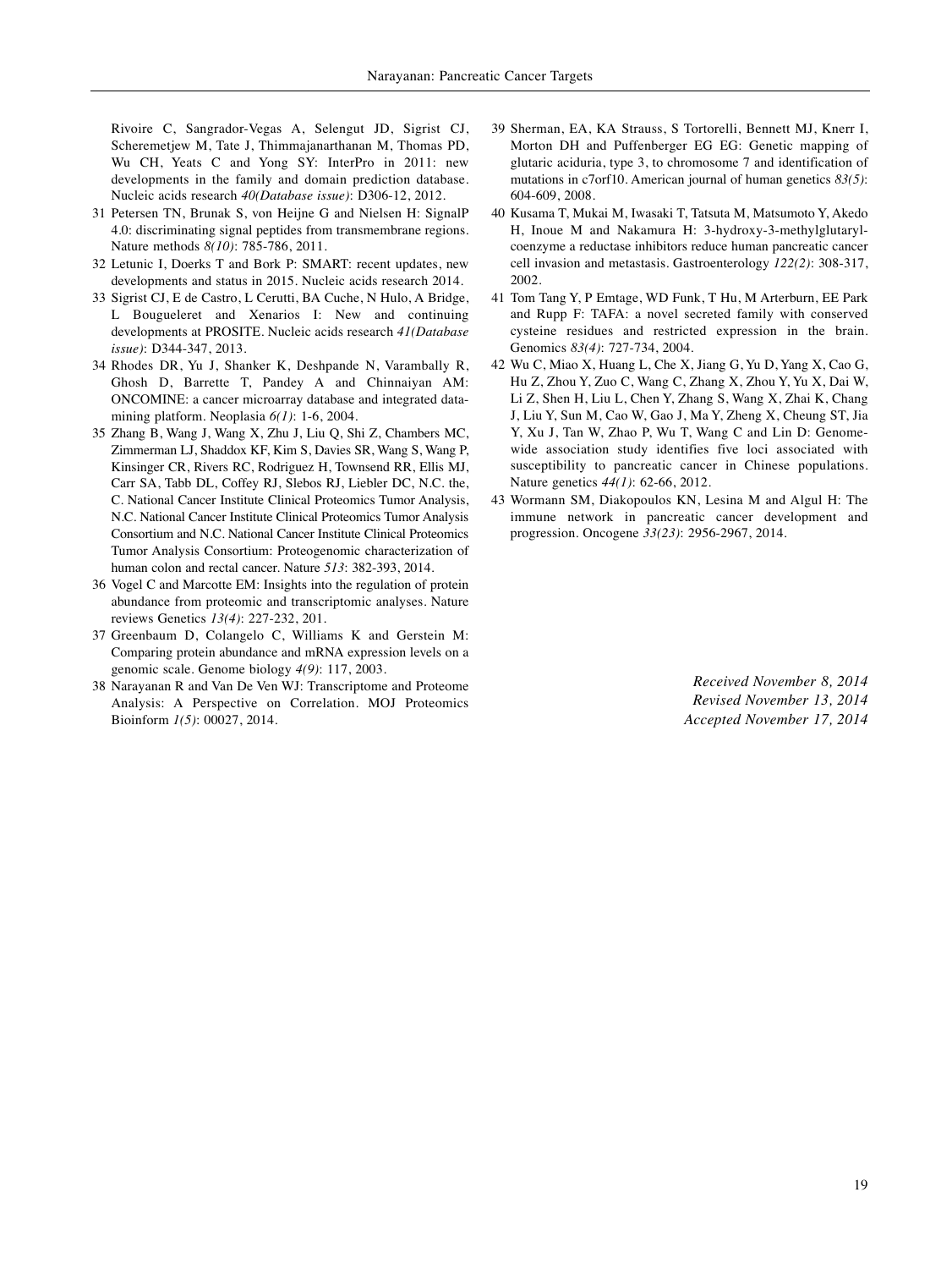Rivoire C, Sangrador-Vegas A, Selengut JD, Sigrist CJ, Scheremetjew M, Tate J, Thimmajanarthanan M, Thomas PD, Wu CH, Yeats C and Yong SY: InterPro in 2011: new developments in the family and domain prediction database. Nucleic acids research *40(Database issue)*: D306-12, 2012.

31 Petersen TN, Brunak S, von Heijne G and Nielsen H: SignalP 4.0: discriminating signal peptides from transmembrane regions. Nature methods *8(10)*: 785-786, 2011.

32 Letunic I, Doerks T and Bork P: SMART: recent updates, new developments and status in 2015. Nucleic acids research 2014.

33 Sigrist CJ, E de Castro, L Cerutti, BA Cuche, N Hulo, A Bridge, L Bougueleret and Xenarios I: New and continuing developments at PROSITE. Nucleic acids research *41(Database issue)*: D344-347, 2013.

34 Rhodes DR, Yu J, Shanker K, Deshpande N, Varambally R, Ghosh D, Barrette T, Pandey A and Chinnaiyan AM: ONCOMINE: a cancer microarray database and integrated data-mining platform. Neoplasia *6(1)*: 1-6, 2004.

35 Zhang B, Wang J, Wang X, Zhu J, Liu Q, Shi Z, Chambers MC, Zimmerman LJ, Shaddox KF, Kim S, Davies SR, Wang S, Wang P, Kinsinger CR, Rivers RC, Rodriguez H, Townsend RR, Ellis MJ, Carr SA, Tabb DL, Coffey RJ, Slebos RJ, Liebler DC, N.C. the, C. National Cancer Institute Clinical Proteomics Tumor Analysis, N.C. National Cancer Institute Clinical Proteomics Tumor Analysis Consortium and N.C. National Cancer Institute Clinical Proteomics Tumor Analysis Consortium: Proteogenomic characterization of human colon and rectal cancer. Nature *513*: 382-393, 2014.

36 Vogel C and Marcotte EM: Insights into the regulation of protein abundance from proteomic and transcriptomic analyses. Nature reviews Genetics *13(4)*: 227-232, 201.

37 Greenbaum D, Colangelo C, Williams K and Gerstein M: Comparing protein abundance and mRNA expression levels on a genomic scale. Genome biology *4(9)*: 117, 2003.

38 Narayanan R and Van De Ven WJ: Transcriptome and Proteome Analysis: A Perspective on Correlation. MOJ Proteomics Bioinform *1(5)*: 00027, 2014.

39 Sherman, EA, KA Strauss, S Tortorelli, Bennett MJ, Knerr I, Morton DH and Puffenberger EG EG: Genetic mapping of glutaric aciduria, type 3, to chromosome 7 and identification of mutations in c7orf10. American journal of human genetics *83(5)*: 604-609, 2008.

40 Kusama T, Mukai M, Iwasaki T, Tatsuta M, Matsumoto Y, Akedo H, Inoue M and Nakamura H: 3-hydroxy-3-methylglutaryl-coenzyme a reductase inhibitors reduce human pancreatic cancer cell invasion and metastasis. Gastroenterology *122(2)*: 308-317, 2002.

41 Tom Tang Y, P Emtage, WD Funk, T Hu, M Arterburn, EE Park and Rupp F: TAFA: a novel secreted family with conserved cysteine residues and restricted expression in the brain. Genomics *83(4)*: 727-734, 2004.

42 Wu C, Miao X, Huang L, Che X, Jiang G, Yu D, Yang X, Cao G, Hu Z, Zhou Y, Zuo C, Wang C, Zhang X, Zhou Y, Yu X, Dai W, Li Z, Shen H, Liu L, Chen Y, Zhang S, Wang X, Zhai K, Chang J, Liu Y, Sun M, Cao W, Gao J, Ma Y, Zheng X, Cheung ST, Jia Y, Xu J, Tan W, Zhao P, Wu T, Wang C and Lin D: Genome-wide association study identifies five loci associated with susceptibility to pancreatic cancer in Chinese populations. Nature genetics *44(1)*: 62-66, 2012.

43 Wormann SM, Diakopoulos KN, Lesina M and Algul H: The immune network in pancreatic cancer development and progression. Oncogene *33(23)*: 2956-2967, 2014.

*Received November 8, 2014*
*Revised November 13, 2014*
*Accepted November 17, 2014*